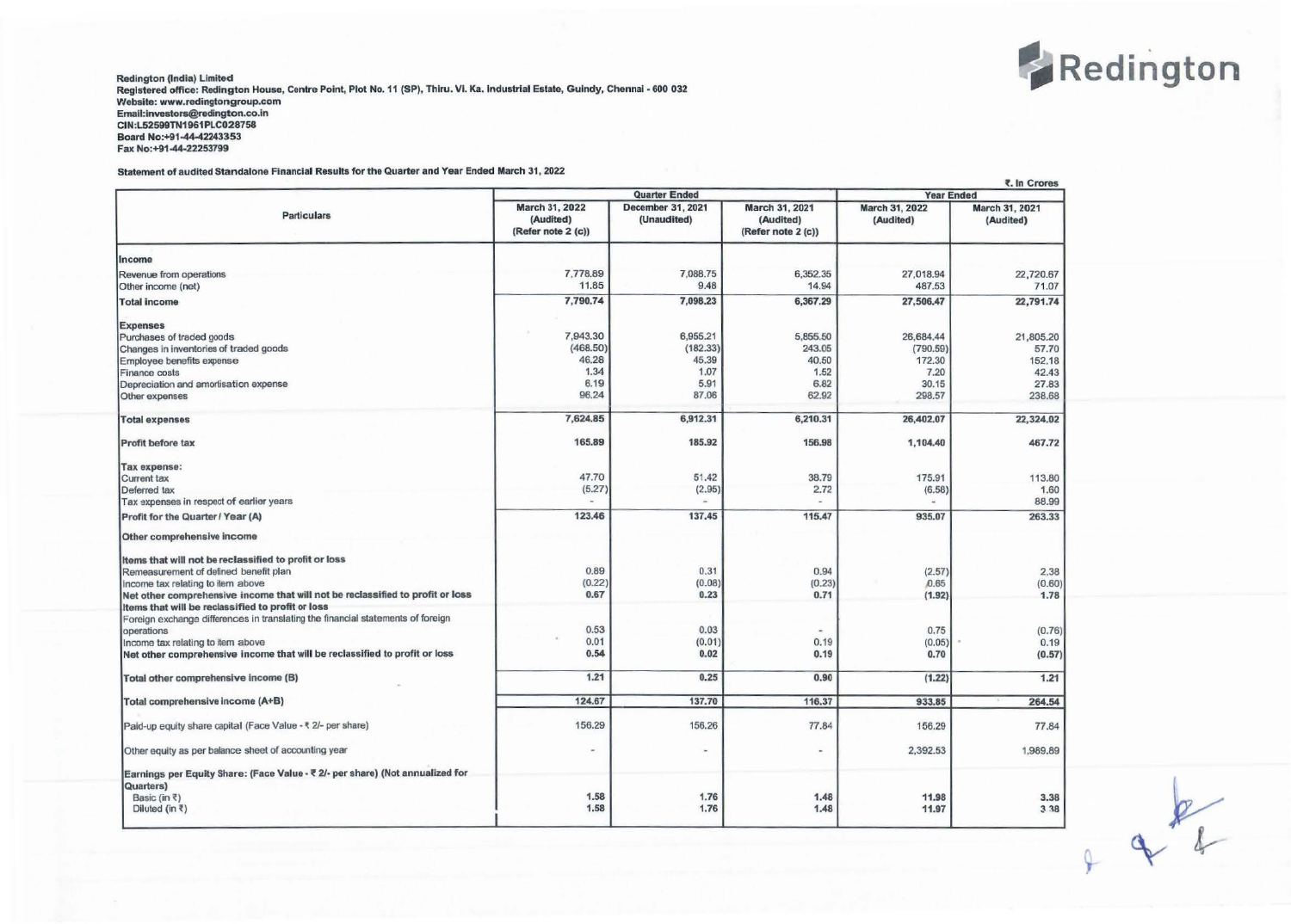Redington (India) Limited
Registered office: Redington House, Centre Point, Plot No. 11 (SP), Thiru. Vi. Ka. Industrial Estate, Guindy, Chennai - 600 032
Website: www.redingtongroup.com
Email:investors@redington.co.in
CIN:L52599TN1961PLC028758
Board No:+91-44-42243353
Fax No:+91-44-22253799

**Statement of audited Standalone Financial Results for the Quarter and Year Ended March 31, 2022**

₹. In Crores

| Particulars | Quarter Ended | | | Year Ended | |
|---|---|---|---|---|---|
| | March 31, 2022 (Audited) (Refer note 2 (c)) | December 31, 2021 (Unaudited) | March 31, 2021 (Audited) (Refer note 2 (c)) | March 31, 2022 (Audited) | March 31, 2021 (Audited) |
| **Income** | | | | | |
| Revenue from operations | 7,778.89 | 7,088.75 | 6,352.35 | 27,018.94 | 22,720.67 |
| Other income (net) | 11.85 | 9.48 | 14.94 | 487.53 | 71.07 |
| **Total income** | **7,790.74** | **7,098.23** | **6,367.29** | **27,506.47** | **22,791.74** |
| **Expenses** | | | | | |
| Purchases of traded goods | 7,943.30 | 6,955.21 | 5,855.50 | 26,684.44 | 21,805.20 |
| Changes in inventories of traded goods | (468.50) | (182.33) | 243.05 | (790.59) | 57.70 |
| Employee benefits expense | 46.28 | 45.39 | 40.50 | 172.30 | 152.18 |
| Finance costs | 1.34 | 1.07 | 1.52 | 7.20 | 42.43 |
| Depreciation and amortisation expense | 6.19 | 5.91 | 6.82 | 30.15 | 27.83 |
| Other expenses | 96.24 | 87.06 | 62.92 | 298.57 | 238.68 |
| **Total expenses** | **7,624.85** | **6,912.31** | **6,210.31** | **26,402.07** | **22,324.02** |
| **Profit before tax** | **165.89** | **185.92** | **156.98** | **1,104.40** | **467.72** |
| **Tax expense:** | | | | | |
| Current tax | 47.70 | 51.42 | 38.79 | 175.91 | 113.80 |
| Deferred tax | (5.27) | (2.95) | 2.72 | (6.58) | 1.60 |
| Tax expenses in respect of earlier years | - | - | - | - | 88.99 |
| **Profit for the Quarter / Year (A)** | **123.46** | **137.45** | **115.47** | **935.07** | **263.33** |
| **Other comprehensive income** | | | | | |
| **Items that will not be reclassified to profit or loss** | | | | | |
| Remeasurement of defined benefit plan | 0.89 | 0.31 | 0.94 | (2.57) | 2.38 |
| Income tax relating to item above | (0.22) | (0.08) | (0.23) | 0.65 | (0.60) |
| **Net other comprehensive income that will not be reclassified to profit or loss** | **0.67** | **0.23** | **0.71** | **(1.92)** | **1.78** |
| **Items that will be reclassified to profit or loss** | | | | | |
| Foreign exchange differences in translating the financial statements of foreign operations | 0.53 | 0.03 | - | 0.75 | (0.76) |
| Income tax relating to item above | 0.01 | (0.01) | 0.19 | (0.05) | 0.19 |
| **Net other comprehensive income that will be reclassified to profit or loss** | **0.54** | **0.02** | **0.19** | **0.70** | **(0.57)** |
| **Total other comprehensive income (B)** | **1.21** | **0.25** | **0.90** | **(1.22)** | **1.21** |
| **Total comprehensive income (A+B)** | **124.67** | **137.70** | **116.37** | **933.85** | **264.54** |
| Paid-up equity share capital (Face Value - ₹ 2/- per share) | 156.29 | 156.26 | 77.84 | 156.29 | 77.84 |
| Other equity as per balance sheet of accounting year | - | - | - | 2,392.53 | 1,989.89 |
| **Earnings per Equity Share: (Face Value - ₹ 2/- per share) (Not annualized for Quarters)** | | | | | |
| Basic (in ₹) | 1.58 | 1.76 | 1.48 | 11.98 | 3.38 |
| Diluted (in ₹) | 1.58 | 1.76 | 1.48 | 11.97 | 3.38 |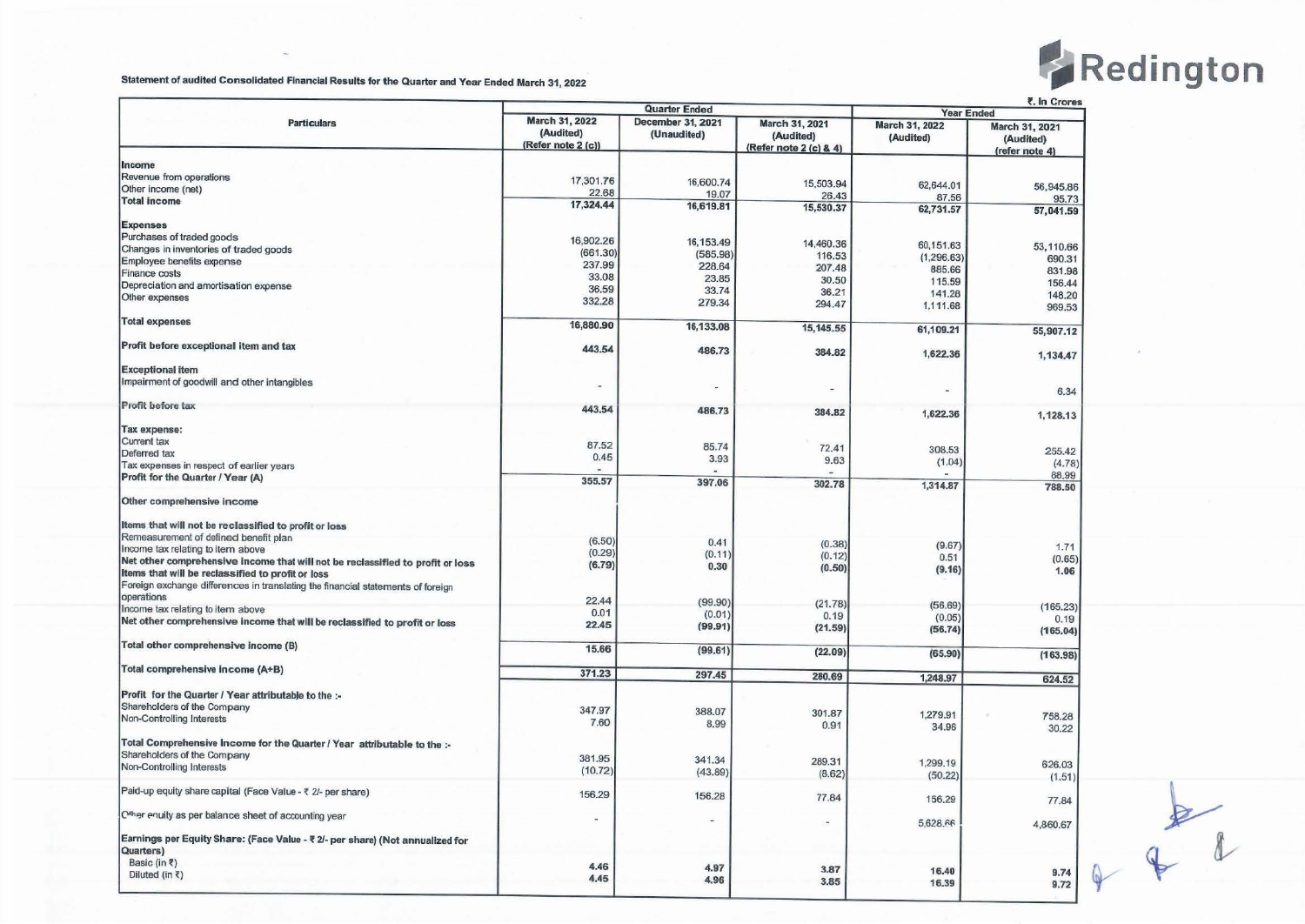Redington

Statement of audited Consolidated Financial Results for the Quarter and Year Ended March 31, 2022

₹. In Crores

| Particulars | Quarter Ended | | | Year Ended | |
|---|---|---|---|---|---|
| | March 31, 2022 (Audited) (Refer note 2 (c)) | December 31, 2021 (Unaudited) | March 31, 2021 (Audited) (Refer note 2 (c) & 4) | March 31, 2022 (Audited) | March 31, 2021 (Audited) (refer note 4) |
| **Income** | | | | | |
| Revenue from operations | 17,301.76 | 16,600.74 | 15,503.94 | 62,644.01 | 56,945.86 |
| Other income (net) | 22.68 | 19.07 | 26.43 | 87.56 | 95.73 |
| **Total income** | **17,324.44** | **16,619.81** | **15,530.37** | **62,731.57** | **57,041.59** |
| **Expenses** | | | | | |
| Purchases of traded goods | 16,902.26 | 16,153.49 | 14,460.36 | 60,151.63 | 53,110.66 |
| Changes in inventories of traded goods | (661.30) | (585.98) | 116.53 | (1,296.63) | 690.31 |
| Employee benefits expense | 237.99 | 228.64 | 207.48 | 885.66 | 831.98 |
| Finance costs | 33.08 | 23.85 | 30.50 | 115.59 | 156.44 |
| Depreciation and amortisation expense | 36.59 | 33.74 | 36.21 | 141.28 | 148.20 |
| Other expenses | 332.28 | 279.34 | 294.47 | 1,111.68 | 969.53 |
| **Total expenses** | **16,880.90** | **16,133.08** | **15,145.55** | **61,109.21** | **55,907.12** |
| **Profit before exceptional item and tax** | **443.54** | **486.73** | **384.82** | **1,622.36** | **1,134.47** |
| **Exceptional item** | | | | | |
| Impairment of goodwill and other intangibles | - | - | - | - | 6.34 |
| **Profit before tax** | **443.54** | **486.73** | **384.82** | **1,622.36** | **1,128.13** |
| **Tax expense:** | | | | | |
| Current tax | 87.52 | 85.74 | 72.41 | 308.53 | 255.42 |
| Deferred tax | 0.45 | 3.93 | 9.63 | (1.04) | (4.78) |
| Tax expenses in respect of earlier years | - | - | - | - | 88.99 |
| **Profit for the Quarter / Year (A)** | **355.57** | **397.06** | **302.78** | **1,314.87** | **788.50** |
| **Other comprehensive income** | | | | | |
| **Items that will not be reclassified to profit or loss** | | | | | |
| Remeasurement of defined benefit plan | (6.50) | 0.41 | (0.38) | (9.67) | 1.71 |
| Income tax relating to item above | (0.29) | (0.11) | (0.12) | 0.51 | (0.65) |
| **Net other comprehensive income that will not be reclassified to profit or loss** | **(6.79)** | **0.30** | **(0.50)** | **(9.16)** | **1.06** |
| **Items that will be reclassified to profit or loss** | | | | | |
| Foreign exchange differences in translating the financial statements of foreign operations | 22.44 | (99.90) | (21.78) | (56.69) | (165.23) |
| Income tax relating to item above | 0.01 | (0.01) | 0.19 | (0.05) | 0.19 |
| **Net other comprehensive income that will be reclassified to profit or loss** | **22.45** | **(99.91)** | **(21.59)** | **(56.74)** | **(165.04)** |
| **Total other comprehensive income (B)** | **15.66** | **(99.61)** | **(22.09)** | **(65.90)** | **(163.98)** |
| **Total comprehensive income (A+B)** | **371.23** | **297.45** | **280.69** | **1,248.97** | **624.52** |
| **Profit for the Quarter / Year attributable to the :-** | | | | | |
| Shareholders of the Company | 347.97 | 388.07 | 301.87 | 1,279.91 | 758.28 |
| Non-Controlling Interests | 7.60 | 8.99 | 0.91 | 34.96 | 30.22 |
| **Total Comprehensive Income for the Quarter / Year attributable to the :-** | | | | | |
| Shareholders of the Company | 381.95 | 341.34 | 289.31 | 1,299.19 | 626.03 |
| Non-Controlling Interests | (10.72) | (43.89) | (8.62) | (50.22) | (1.51) |
| Paid-up equity share capital (Face Value - ₹ 2/- per share) | 156.29 | 156.28 | 77.84 | 156.29 | 77.84 |
| Other equity as per balance sheet of accounting year | - | - | - | 5,628.66 | 4,860.67 |
| **Earnings per Equity Share: (Face Value - ₹ 2/- per share) (Not annualized for Quarters)** | | | | | |
| Basic (in ₹) | 4.46 | 4.97 | 3.87 | 16.40 | 9.74 |
| Diluted (in ₹) | 4.45 | 4.96 | 3.85 | 16.39 | 9.72 |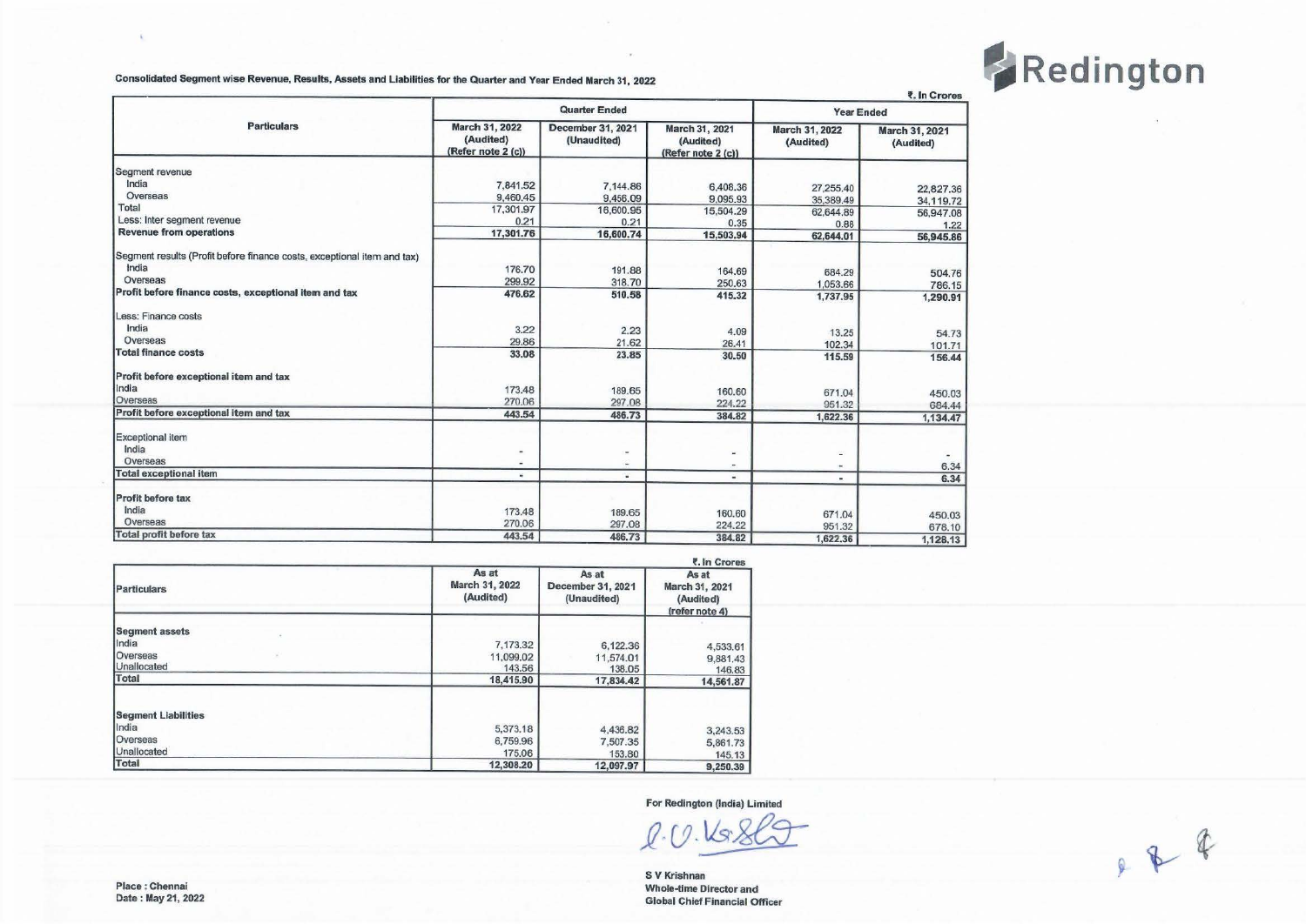Redington

**Consolidated Segment wise Revenue, Results, Assets and Liabilities for the Quarter and Year Ended March 31, 2022**

₹. In Crores

| Particulars | Quarter Ended | | | Year Ended | |
|---|---|---|---|---|---|
| | March 31, 2022 (Audited) (Refer note 2 (c)) | December 31, 2021 (Unaudited) | March 31, 2021 (Audited) (Refer note 2 (c)) | March 31, 2022 (Audited) | March 31, 2021 (Audited) |
| Segment revenue | | | | | |
| India | 7,841.52 | 7,144.86 | 6,408.36 | 27,255.40 | 22,827.36 |
| Overseas | 9,460.45 | 9,456.09 | 9,095.93 | 35,389.49 | 34,119.72 |
| Total | 17,301.97 | 16,600.95 | 15,504.29 | 62,644.89 | 56,947.08 |
| Less: Inter segment revenue | 0.21 | 0.21 | 0.35 | 0.88 | 1.22 |
| **Revenue from operations** | **17,301.76** | **16,600.74** | **15,503.94** | **62,644.01** | **56,945.86** |
| Segment results (Profit before finance costs, exceptional item and tax) | | | | | |
| India | 176.70 | 191.88 | 164.69 | 684.29 | 504.76 |
| Overseas | 299.92 | 318.70 | 250.63 | 1,053.66 | 786.15 |
| **Profit before finance costs, exceptional item and tax** | **476.62** | **510.58** | **415.32** | **1,737.95** | **1,290.91** |
| Less: Finance costs | | | | | |
| India | 3.22 | 2.23 | 4.09 | 13.25 | 54.73 |
| Overseas | 29.86 | 21.62 | 26.41 | 102.34 | 101.71 |
| **Total finance costs** | **33.08** | **23.85** | **30.50** | **115.59** | **156.44** |
| **Profit before exceptional item and tax** | | | | | |
| India | 173.48 | 189.65 | 160.60 | 671.04 | 450.03 |
| Overseas | 270.06 | 297.08 | 224.22 | 951.32 | 684.44 |
| **Profit before exceptional item and tax** | **443.54** | **486.73** | **384.82** | **1,622.36** | **1,134.47** |
| Exceptional item | | | | | |
| India | - | - | - | - | - |
| Overseas | - | - | - | - | 6.34 |
| **Total exceptional item** | - | - | - | - | **6.34** |
| **Profit before tax** | | | | | |
| India | 173.48 | 189.65 | 160.60 | 671.04 | 450.03 |
| Overseas | 270.06 | 297.08 | 224.22 | 951.32 | 678.10 |
| **Total profit before tax** | **443.54** | **486.73** | **384.82** | **1,622.36** | **1,128.13** |

₹. In Crores

| Particulars | As at March 31, 2022 (Audited) | As at December 31, 2021 (Unaudited) | As at March 31, 2021 (Audited) (refer note 4) |
|---|---|---|---|
| **Segment assets** | | | |
| India | 7,173.32 | 6,122.36 | 4,533.61 |
| Overseas | 11,099.02 | 11,574.01 | 9,881.43 |
| Unallocated | 143.56 | 138.05 | 146.83 |
| **Total** | **18,415.90** | **17,834.42** | **14,561.87** |
| **Segment Liabilities** | | | |
| India | 5,373.18 | 4,436.82 | 3,243.53 |
| Overseas | 6,759.96 | 7,507.35 | 5,861.73 |
| Unallocated | 175.06 | 153.80 | 145.13 |
| **Total** | **12,308.20** | **12,097.97** | **9,250.39** |

For Redington (India) Limited

S V Krishnan
Whole-time Director and
Global Chief Financial Officer

Place : Chennai
Date : May 21, 2022